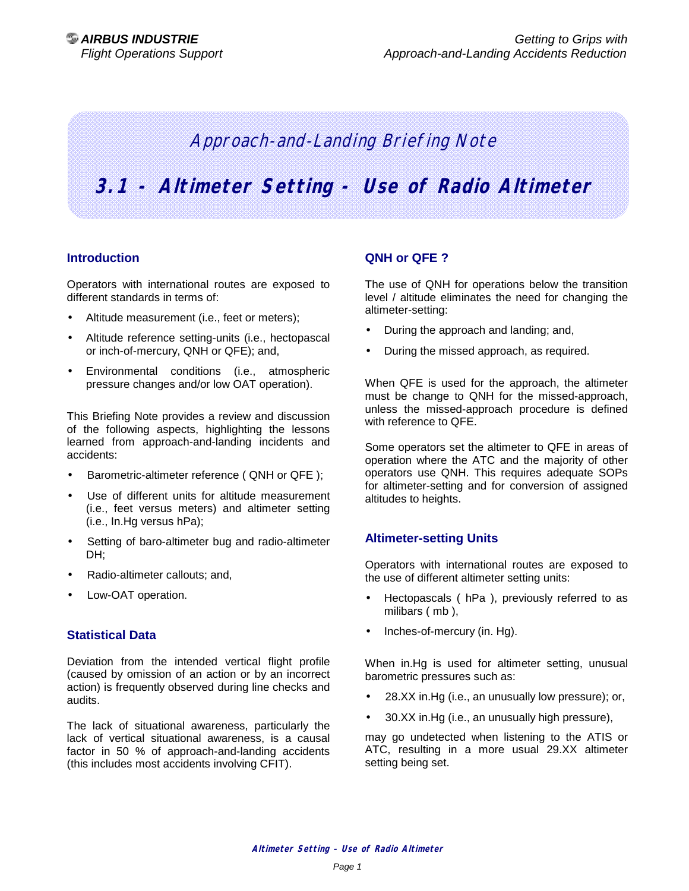# Approach-and-Landing Briefing Note

# 3.1 - Altimeter Setting - Use of Radio Altimeter

## Introduction

Operators with international routes are exposed to different standards in terms of:

- Altitude measurement (i.e., feet or meters);
- Altitude reference setting-units (i.e., hectopascal or inch-of-mercury, QNH or QFE); and,
- Environmental conditions (i.e., atmospheric pressure changes and/or low OAT operation).

This Briefing Note provides a review and discussion of the following aspects, highlighting the lessons learned from approach-and-landing incidents and accidents:

- Barometric-altimeter reference ( QNH or QFE );
- Use of different units for altitude measurement (i.e., feet versus meters) and altimeter setting (i.e., In.Hg versus hPa);
- Setting of baro-altimeter bug and radio-altimeter DH;
- Radio-altimeter callouts; and,
- Low-OAT operation.

## Statistical Data

Deviation from the intended vertical flight profile (caused by omission of an action or by an incorrect action) is frequently observed during line checks and audits.

The lack of situational awareness, particularly the lack of vertical situational awareness, is a causal factor in 50 % of approach-and-landing accidents (this includes most accidents involving CFIT).

## QNH or QFE ?

The use of QNH for operations below the transition level / altitude eliminates the need for changing the altimeter-setting:

- During the approach and landing; and,
- During the missed approach, as required.

When QFE is used for the approach, the altimeter must be change to QNH for the missed-approach, unless the missed-approach procedure is defined with reference to QFE.

Some operators set the altimeter to QFE in areas of operation where the ATC and the majority of other operators use QNH. This requires adequate SOPs for altimeter-setting and for conversion of assigned altitudes to heights.

## Altimeter-setting Units

Operators with international routes are exposed to the use of different altimeter setting units:

- Hectopascals ( hPa ), previously referred to as milibars ( mb ),
- Inches-of-mercury (in. Hg).

When in.Hg is used for altimeter setting, unusual barometric pressures such as:

- 28.XX in.Hg (i.e., an unusually low pressure); or,
- 30.XX in.Hg (i.e., an unusually high pressure),

may go undetected when listening to the ATIS or ATC, resulting in a more usual 29.XX altimeter setting being set.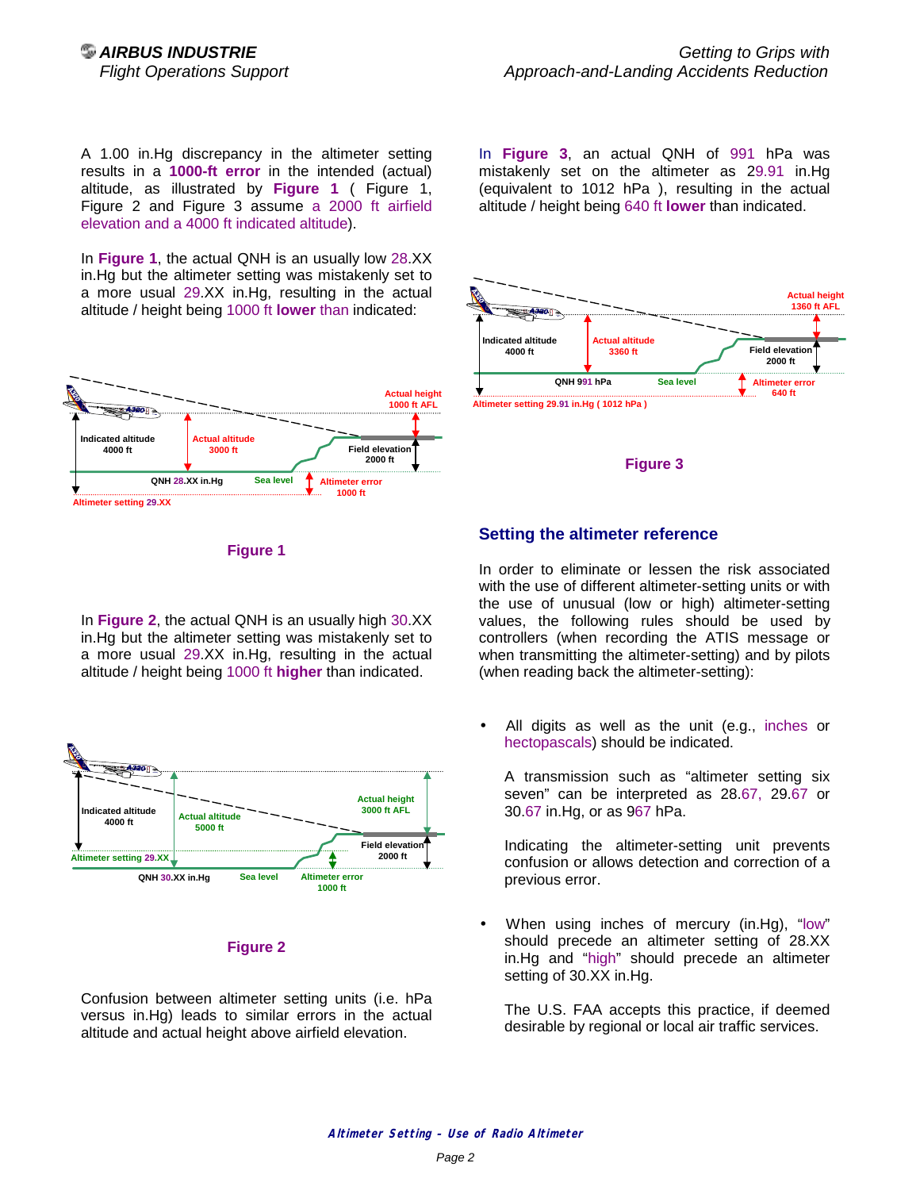A 1.00 in.Hg discrepancy in the altimeter setting results in a **1000-ft error** in the intended (actual) altitude, as illustrated by **Figure 1** ( Figure 1, Figure 2 and Figure 3 assume a 2000 ft airfield elevation and a 4000 ft indicated altitude).

In **Figure 1**, the actual QNH is an usually low 28.XX in.Hg but the altimeter setting was mistakenly set to a more usual 29.XX in.Hg, resulting in the actual altitude / height being 1000 ft **lower** than indicated:

**Figure 1**

In **Figure 2**, the actual QNH is an usually high 30.XX in.Hg but the altimeter setting was mistakenly set to a more usual 29.XX in.Hg, resulting in the actual altitude / height being 1000 ft **higher** than indicated.

**Figure 2**

Confusion between altimeter setting units (i.e. hPa versus in.Hg) leads to similar errors in the actual altitude and actual height above airfield elevation.

In **Figure 3**, an actual QNH of 991 hPa was mistakenly set on the altimeter as 29.91 in.Hg (equivalent to 1012 hPa ), resulting in the actual altitude / height being 640 ft **lower** than indicated.

**Figure 3**

## Setting the altimeter reference

In order to eliminate or lessen the risk associated with the use of different altimeter-setting units or with the use of unusual (low or high) altimeter-setting values, the following rules should be used by controllers (when recording the ATIS message or when transmitting the altimeter-setting) and by pilots (when reading back the altimeter-setting):

- All digits as well as the unit (e.g., inches or hectopascals) should be indicated.

  A transmission such as "altimeter setting six seven" can be interpreted as 28.67, 29.67 or 30.67 in.Hg, or as 967 hPa.

  Indicating the altimeter-setting unit prevents confusion or allows detection and correction of a previous error.

- When using inches of mercury (in.Hg), "low" should precede an altimeter setting of 28.XX in.Hg and "high" should precede an altimeter setting of 30.XX in.Hg.

  The U.S. FAA accepts this practice, if deemed desirable by regional or local air traffic services.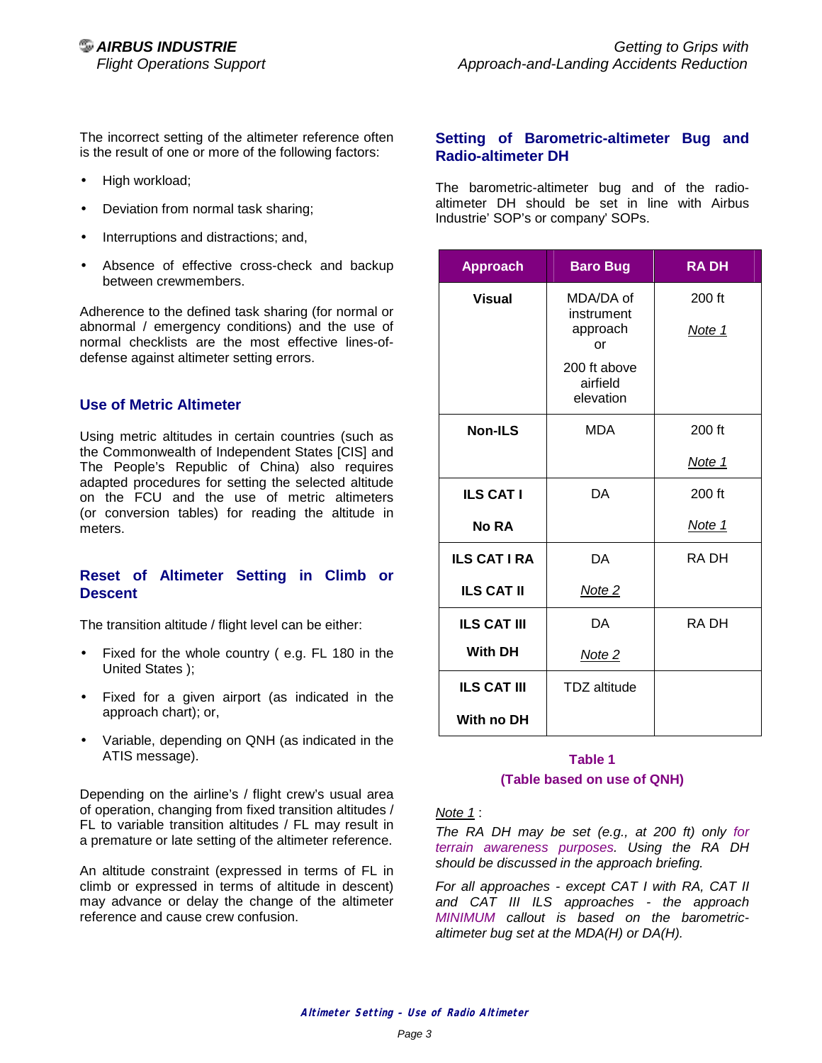The incorrect setting of the altimeter reference often is the result of one or more of the following factors:

- High workload;
- Deviation from normal task sharing;
- Interruptions and distractions; and,
- Absence of effective cross-check and backup between crewmembers.

Adherence to the defined task sharing (for normal or abnormal / emergency conditions) and the use of normal checklists are the most effective lines-of-defense against altimeter setting errors.

## Use of Metric Altimeter

Using metric altitudes in certain countries (such as the Commonwealth of Independent States [CIS] and The People's Republic of China) also requires adapted procedures for setting the selected altitude on the FCU and the use of metric altimeters (or conversion tables) for reading the altitude in meters.

## Reset of Altimeter Setting in Climb or Descent

The transition altitude / flight level can be either:

- Fixed for the whole country ( e.g. FL 180 in the United States );
- Fixed for a given airport (as indicated in the approach chart); or,
- Variable, depending on QNH (as indicated in the ATIS message).

Depending on the airline's / flight crew's usual area of operation, changing from fixed transition altitudes / FL to variable transition altitudes / FL may result in a premature or late setting of the altimeter reference.

An altitude constraint (expressed in terms of FL in climb or expressed in terms of altitude in descent) may advance or delay the change of the altimeter reference and cause crew confusion.

## Setting of Barometric-altimeter Bug and Radio-altimeter DH

The barometric-altimeter bug and of the radio-altimeter DH should be set in line with Airbus Industrie' SOP's or company' SOPs.

| Approach | Baro Bug | RA DH |
|---|---|---|
| **Visual** | MDA/DA of instrument approach or 200 ft above airfield elevation | 200 ft <u>*Note 1*</u> |
| **Non-ILS** | MDA | 200 ft <u>*Note 1*</u> |
| **ILS CAT I No RA** | DA | 200 ft <u>*Note 1*</u> |
| **ILS CAT I RA ILS CAT II** | DA <u>*Note 2*</u> | RA DH |
| **ILS CAT III With DH** | DA <u>*Note 2*</u> | RA DH |
| **ILS CAT III With no DH** | TDZ altitude | |

**Table 1**
**(Table based on use of QNH)**

<u>*Note 1*</u> :

*The RA DH may be set (e.g., at 200 ft) only for terrain awareness purposes. Using the RA DH should be discussed in the approach briefing.*

*For all approaches - except CAT I with RA, CAT II and CAT III ILS approaches - the approach MINIMUM callout is based on the barometric-altimeter bug set at the MDA(H) or DA(H).*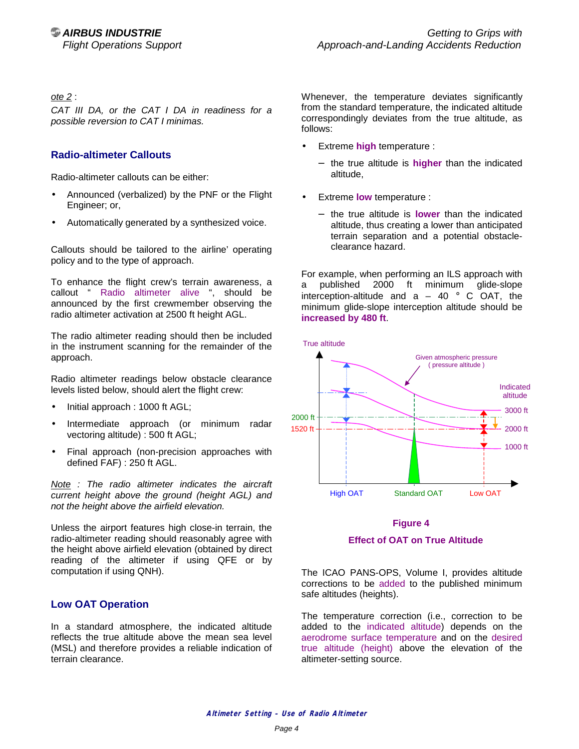*ote 2* :

*CAT III DA, or the CAT I DA in readiness for a possible reversion to CAT I minimas.*

## Radio-altimeter Callouts

Radio-altimeter callouts can be either:

- Announced (verbalized) by the PNF or the Flight Engineer; or,
- Automatically generated by a synthesized voice.

Callouts should be tailored to the airline' operating policy and to the type of approach.

To enhance the flight crew's terrain awareness, a callout " Radio altimeter alive ", should be announced by the first crewmember observing the radio altimeter activation at 2500 ft height AGL.

The radio altimeter reading should then be included in the instrument scanning for the remainder of the approach.

Radio altimeter readings below obstacle clearance levels listed below, should alert the flight crew:

- Initial approach : 1000 ft AGL;
- Intermediate approach (or minimum radar vectoring altitude) : 500 ft AGL;
- Final approach (non-precision approaches with defined FAF) : 250 ft AGL.

*Note : The radio altimeter indicates the aircraft current height above the ground (height AGL) and not the height above the airfield elevation.*

Unless the airport features high close-in terrain, the radio-altimeter reading should reasonably agree with the height above airfield elevation (obtained by direct reading of the altimeter if using QFE or by computation if using QNH).

## Low OAT Operation

In a standard atmosphere, the indicated altitude reflects the true altitude above the mean sea level (MSL) and therefore provides a reliable indication of terrain clearance.

Whenever, the temperature deviates significantly from the standard temperature, the indicated altitude correspondingly deviates from the true altitude, as follows:

- Extreme **high** temperature :
  - the true altitude is **higher** than the indicated altitude,
- Extreme **low** temperature :
  - the true altitude is **lower** than the indicated altitude, thus creating a lower than anticipated terrain separation and a potential obstacle-clearance hazard.

For example, when performing an ILS approach with a published 2000 ft minimum glide-slope interception-altitude and a – 40 ° C OAT, the minimum glide-slope interception altitude should be **increased by 480 ft**.

**Figure 4**

**Effect of OAT on True Altitude**

The ICAO PANS-OPS, Volume I, provides altitude corrections to be added to the published minimum safe altitudes (heights).

The temperature correction (i.e., correction to be added to the indicated altitude) depends on the aerodrome surface temperature and on the desired true altitude (height) above the elevation of the altimeter-setting source.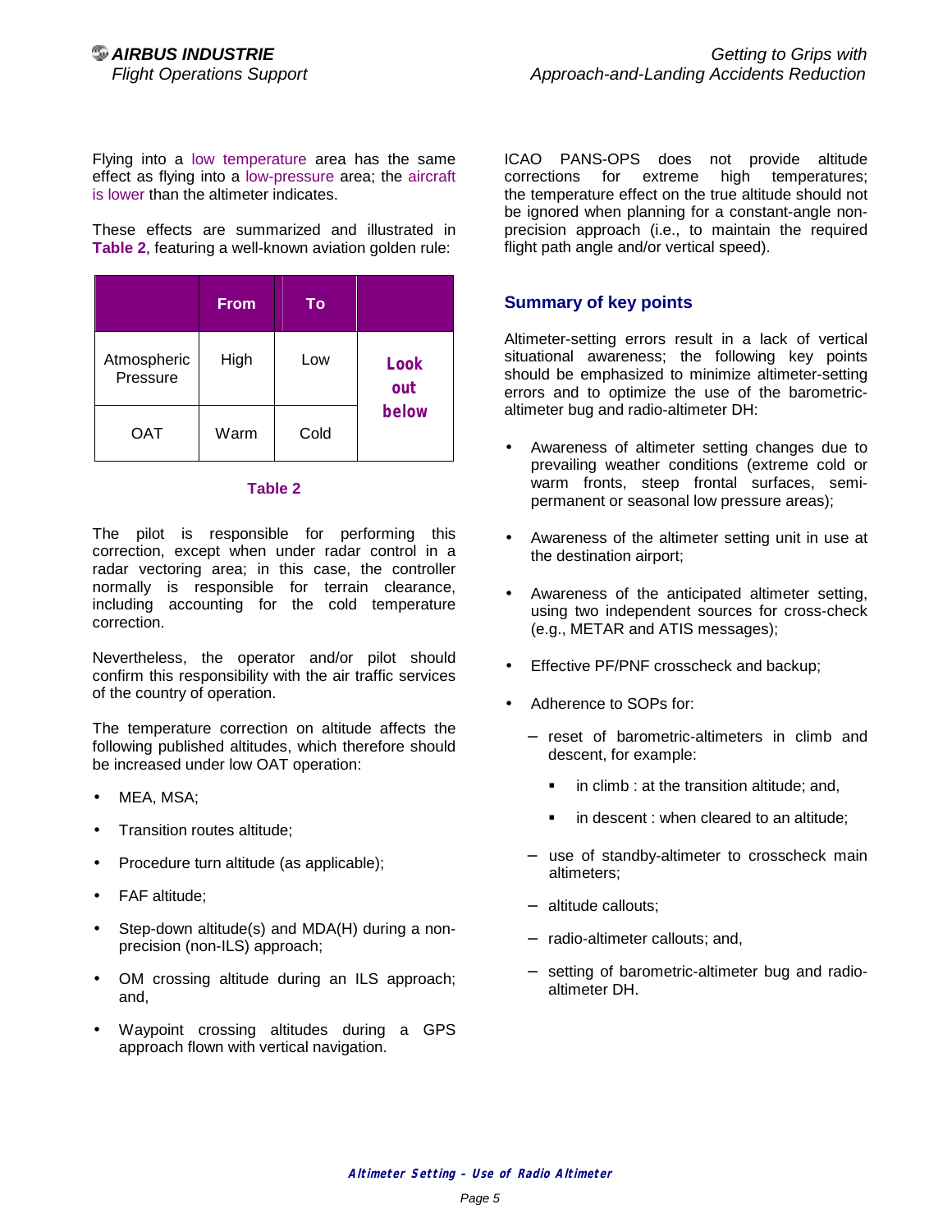Flying into a low temperature area has the same effect as flying into a low-pressure area; the aircraft is lower than the altimeter indicates.

These effects are summarized and illustrated in **Table 2**, featuring a well-known aviation golden rule:

| | From | To | |
|---|---|---|---|
| Atmospheric Pressure | High | Low | **Look out below** |
| OAT | Warm | Cold | |

**Table 2**

The pilot is responsible for performing this correction, except when under radar control in a radar vectoring area; in this case, the controller normally is responsible for terrain clearance, including accounting for the cold temperature correction.

Nevertheless, the operator and/or pilot should confirm this responsibility with the air traffic services of the country of operation.

The temperature correction on altitude affects the following published altitudes, which therefore should be increased under low OAT operation:

- MEA, MSA;
- Transition routes altitude;
- Procedure turn altitude (as applicable);
- FAF altitude;
- Step-down altitude(s) and MDA(H) during a non-precision (non-ILS) approach;
- OM crossing altitude during an ILS approach; and,
- Waypoint crossing altitudes during a GPS approach flown with vertical navigation.

ICAO PANS-OPS does not provide altitude corrections for extreme high temperatures; the temperature effect on the true altitude should not be ignored when planning for a constant-angle non-precision approach (i.e., to maintain the required flight path angle and/or vertical speed).

## Summary of key points

Altimeter-setting errors result in a lack of vertical situational awareness; the following key points should be emphasized to minimize altimeter-setting errors and to optimize the use of the barometric-altimeter bug and radio-altimeter DH:

- Awareness of altimeter setting changes due to prevailing weather conditions (extreme cold or warm fronts, steep frontal surfaces, semi-permanent or seasonal low pressure areas);
- Awareness of the altimeter setting unit in use at the destination airport;
- Awareness of the anticipated altimeter setting, using two independent sources for cross-check (e.g., METAR and ATIS messages);
- Effective PF/PNF crosscheck and backup;
- Adherence to SOPs for:
  - reset of barometric-altimeters in climb and descent, for example:
    - in climb : at the transition altitude; and,
    - in descent : when cleared to an altitude;
  - use of standby-altimeter to crosscheck main altimeters;
  - altitude callouts;
  - radio-altimeter callouts; and,
  - setting of barometric-altimeter bug and radio-altimeter DH.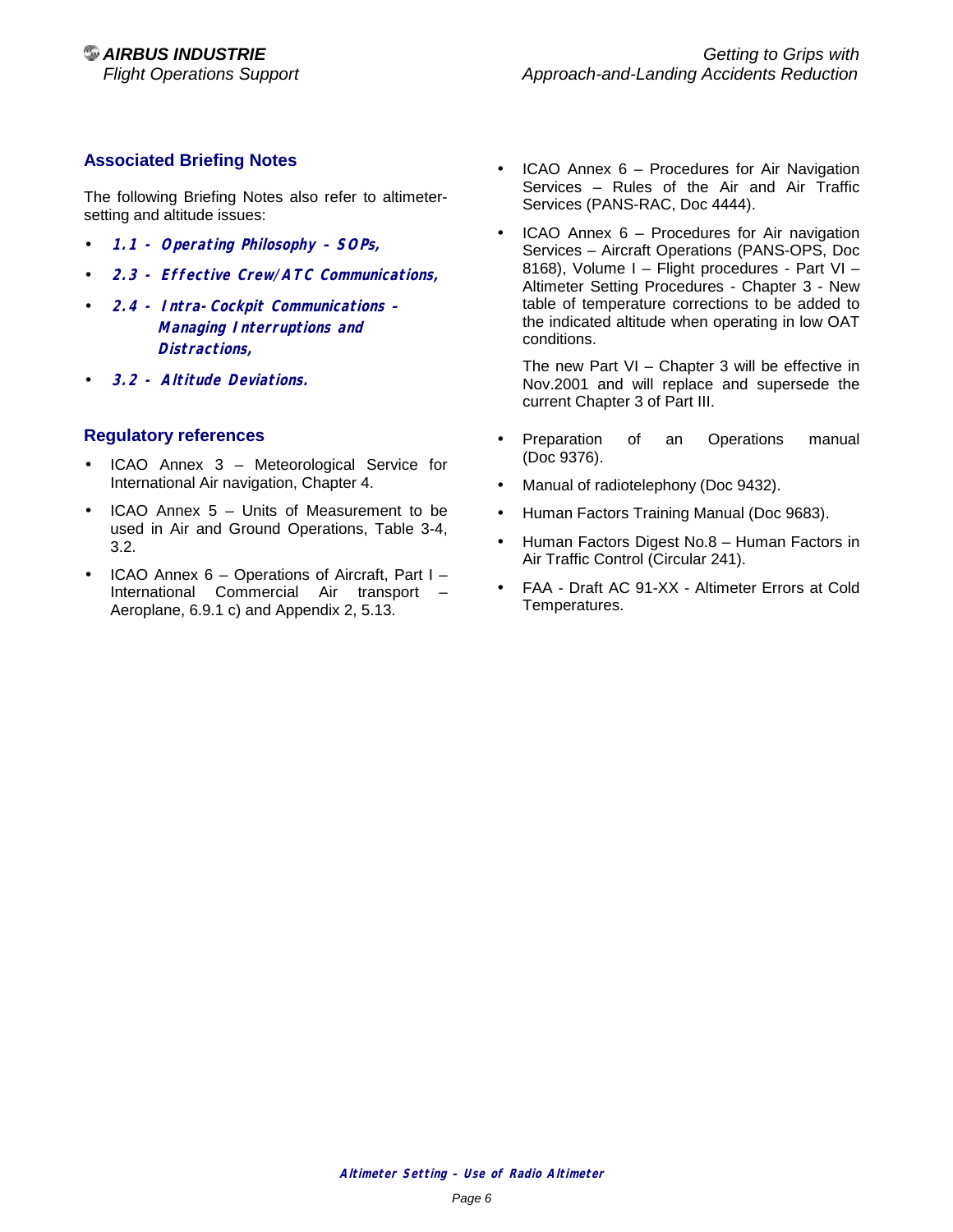## Associated Briefing Notes

The following Briefing Notes also refer to altimeter-setting and altitude issues:

- ***1.1 - Operating Philosophy - SOPs,***
- ***2.3 - Effective Crew/ATC Communications,***
- ***2.4 - Intra-Cockpit Communications - Managing Interruptions and Distractions,***
- ***3.2 - Altitude Deviations.***

## Regulatory references

- ICAO Annex 3 – Meteorological Service for International Air navigation, Chapter 4.
- ICAO Annex 5 – Units of Measurement to be used in Air and Ground Operations, Table 3-4, 3.2.
- ICAO Annex 6 – Operations of Aircraft, Part I – International Commercial Air transport – Aeroplane, 6.9.1 c) and Appendix 2, 5.13.
- ICAO Annex 6 – Procedures for Air Navigation Services – Rules of the Air and Air Traffic Services (PANS-RAC, Doc 4444).
- ICAO Annex 6 – Procedures for Air navigation Services – Aircraft Operations (PANS-OPS, Doc 8168), Volume I – Flight procedures - Part VI – Altimeter Setting Procedures - Chapter 3 - New table of temperature corrections to be added to the indicated altitude when operating in low OAT conditions.

  The new Part VI – Chapter 3 will be effective in Nov.2001 and will replace and supersede the current Chapter 3 of Part III.
- Preparation of an Operations manual (Doc 9376).
- Manual of radiotelephony (Doc 9432).
- Human Factors Training Manual (Doc 9683).
- Human Factors Digest No.8 – Human Factors in Air Traffic Control (Circular 241).
- FAA - Draft AC 91-XX - Altimeter Errors at Cold Temperatures.